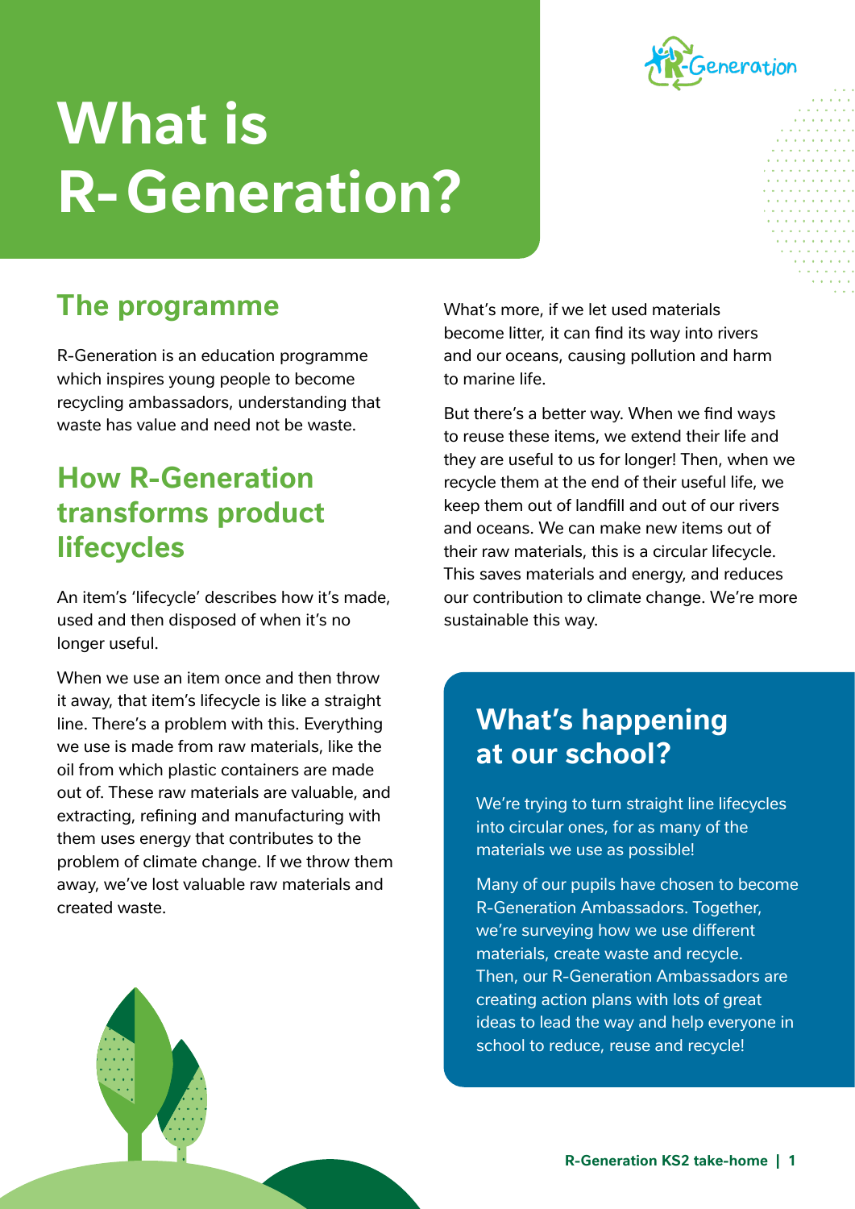# What is R-Generation?

## The programme

R-Generation is an education programme which inspires young people to become recycling ambassadors, understanding that waste has value and need not be waste.

## How R-Generation transforms product lifecycles

An item's 'lifecycle' describes how it's made, used and then disposed of when it's no longer useful.

When we use an item once and then throw it away, that item's lifecycle is like a straight line. There's a problem with this. Everything we use is made from raw materials, like the oil from which plastic containers are made out of. These raw materials are valuable, and extracting, refining and manufacturing with them uses energy that contributes to the problem of climate change. If we throw them away, we've lost valuable raw materials and created waste.

What's more, if we let used materials become litter, it can find its way into rivers and our oceans, causing pollution and harm to marine life.

But there's a better way. When we find ways to reuse these items, we extend their life and they are useful to us for longer! Then, when we recycle them at the end of their useful life, we keep them out of landfill and out of our rivers and oceans. We can make new items out of their raw materials, this is a circular lifecycle. This saves materials and energy, and reduces our contribution to climate change. We're more sustainable this way.

## What's happening at our school?

We're trying to turn straight line lifecycles into circular ones, for as many of the materials we use as possible!

Many of our pupils have chosen to become R-Generation Ambassadors. Together, we're surveying how we use different materials, create waste and recycle. Then, our R-Generation Ambassadors are creating action plans with lots of great ideas to lead the way and help everyone in school to reduce, reuse and recycle!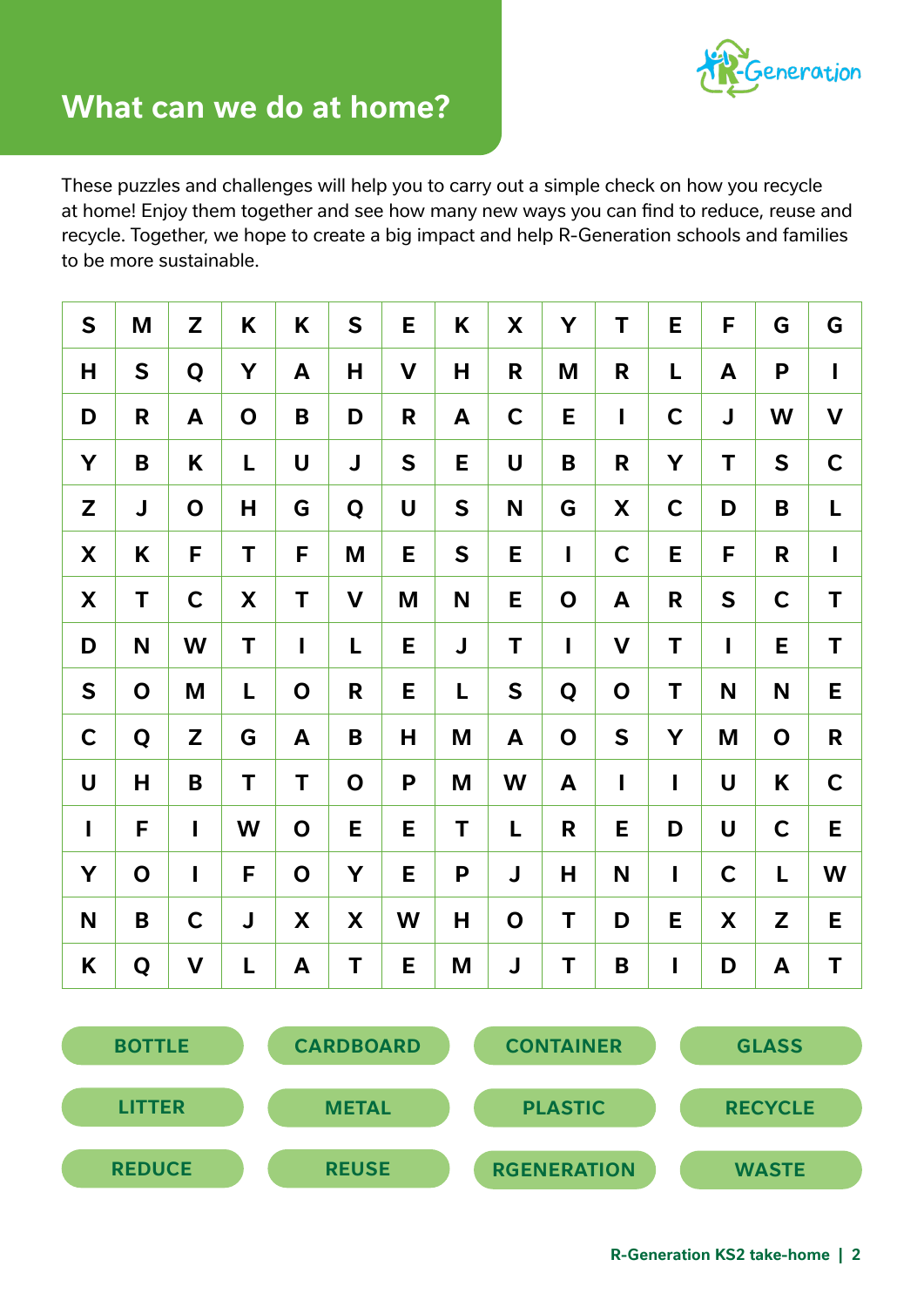## What can we do at home?

These puzzles and challenges will help you to carry out a simple check on how you recycle at home! Enjoy them together and see how many new ways you can find to reduce, reuse and recycle. Together, we hope to create a big impact and help R-Generation schools and families to be more sustainable.

| S | M | Z | K | K | S | E | K | X | Y | T | E | F | G | G |
|---|---|---|---|---|---|---|---|---|---|---|---|---|---|---|
| H | S | Q | Y | A | H | V | H | R | M | R | L | A | P | I |
| D | R | A | O | B | D | R | A | C | E | I | C | J | W | V |
| Y | B | K | L | U | J | S | E | U | B | R | Y | T | S | C |
| Z | J | O | H | G | Q | U | S | N | G | X | C | D | B | L |
| X | K | F | T | F | M | E | S | E | I | C | E | F | R | I |
| X | T | C | X | T | V | M | N | E | O | A | R | S | C | T |
| D | N | W | T | I | L | E | J | T | I | V | T | I | E | T |
| S | O | M | L | O | R | E | L | S | Q | O | T | N | N | E |
| C | Q | Z | G | A | B | H | M | A | O | S | Y | M | O | R |
| U | H | B | T | T | O | P | M | W | A | I | I | U | K | C |
| I | F | I | W | O | E | E | T | L | R | E | D | U | C | E |
| Y | O | I | F | O | Y | E | P | J | H | N | I | C | L | W |
| N | B | C | J | X | X | W | H | O | T | D | E | X | Z | E |
| K | Q | V | L | A | T | E | M | J | T | B | I | D | A | T |

BOTTLE | CARDBOARD | CONTAINER | GLASS

LITTER | METAL | PLASTIC | RECYCLE

REDUCE | REUSE | RGENERATION | WASTE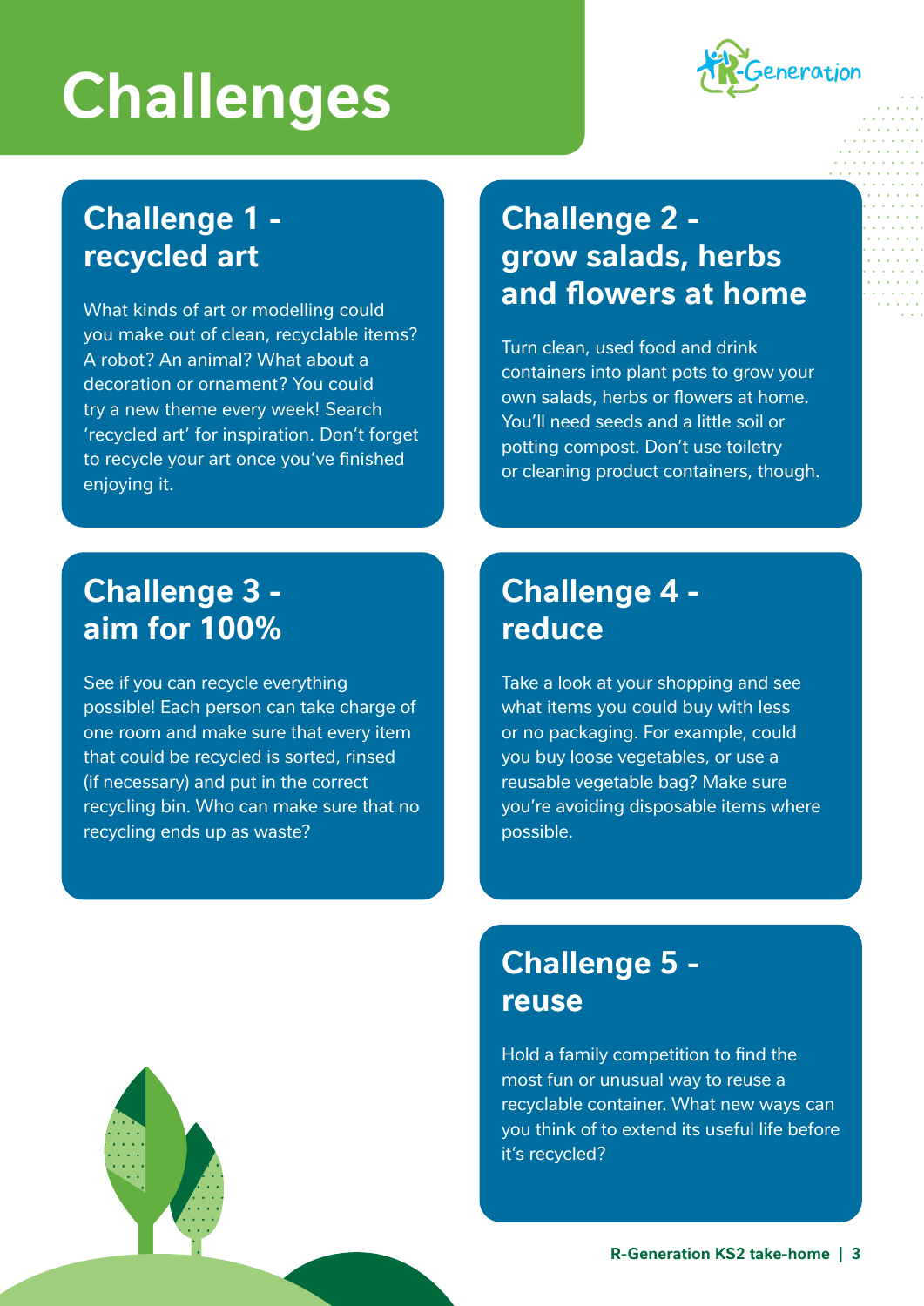# Challenges

## Challenge 1 - recycled art

What kinds of art or modelling could you make out of clean, recyclable items? A robot? An animal? What about a decoration or ornament? You could try a new theme every week! Search 'recycled art' for inspiration. Don't forget to recycle your art once you've finished enjoying it.

## Challenge 2 - grow salads, herbs and flowers at home

Turn clean, used food and drink containers into plant pots to grow your own salads, herbs or flowers at home. You'll need seeds and a little soil or potting compost. Don't use toiletry or cleaning product containers, though.

## Challenge 3 - aim for 100%

See if you can recycle everything possible! Each person can take charge of one room and make sure that every item that could be recycled is sorted, rinsed (if necessary) and put in the correct recycling bin. Who can make sure that no recycling ends up as waste?

## Challenge 4 - reduce

Take a look at your shopping and see what items you could buy with less or no packaging. For example, could you buy loose vegetables, or use a reusable vegetable bag? Make sure you're avoiding disposable items where possible.

## Challenge 5 - reuse

Hold a family competition to find the most fun or unusual way to reuse a recyclable container. What new ways can you think of to extend its useful life before it's recycled?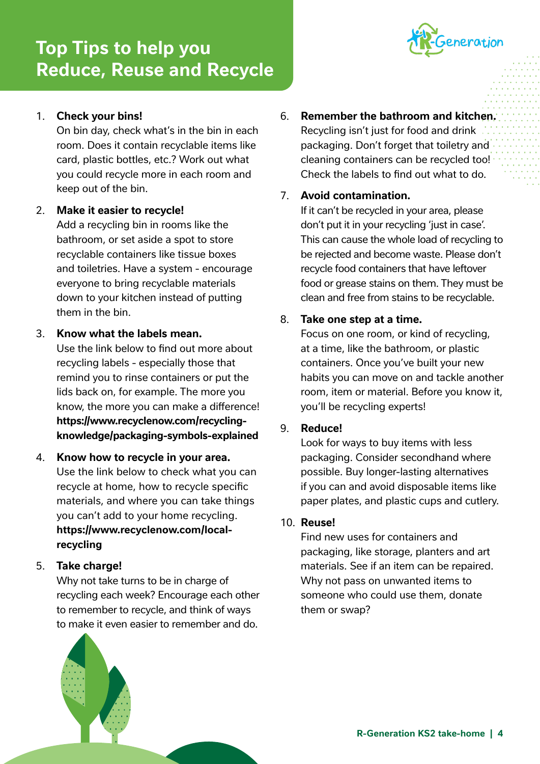# Top Tips to help you Reduce, Reuse and Recycle

1. **Check your bins!**
   On bin day, check what's in the bin in each room. Does it contain recyclable items like card, plastic bottles, etc.? Work out what you could recycle more in each room and keep out of the bin.

2. **Make it easier to recycle!**
   Add a recycling bin in rooms like the bathroom, or set aside a spot to store recyclable containers like tissue boxes and toiletries. Have a system - encourage everyone to bring recyclable materials down to your kitchen instead of putting them in the bin.

3. **Know what the labels mean.**
   Use the link below to find out more about recycling labels - especially those that remind you to rinse containers or put the lids back on, for example. The more you know, the more you can make a difference!
   **https://www.recyclenow.com/recycling-knowledge/packaging-symbols-explained**

4. **Know how to recycle in your area.**
   Use the link below to check what you can recycle at home, how to recycle specific materials, and where you can take things you can't add to your home recycling.
   **https://www.recyclenow.com/local-recycling**

5. **Take charge!**
   Why not take turns to be in charge of recycling each week? Encourage each other to remember to recycle, and think of ways to make it even easier to remember and do.

6. **Remember the bathroom and kitchen.**
   Recycling isn't just for food and drink packaging. Don't forget that toiletry and cleaning containers can be recycled too! Check the labels to find out what to do.

7. **Avoid contamination.**
   If it can't be recycled in your area, please don't put it in your recycling 'just in case'. This can cause the whole load of recycling to be rejected and become waste. Please don't recycle food containers that have leftover food or grease stains on them. They must be clean and free from stains to be recyclable.

8. **Take one step at a time.**
   Focus on one room, or kind of recycling, at a time, like the bathroom, or plastic containers. Once you've built your new habits you can move on and tackle another room, item or material. Before you know it, you'll be recycling experts!

9. **Reduce!**
   Look for ways to buy items with less packaging. Consider secondhand where possible. Buy longer-lasting alternatives if you can and avoid disposable items like paper plates, and plastic cups and cutlery.

10. **Reuse!**
    Find new uses for containers and packaging, like storage, planters and art materials. See if an item can be repaired. Why not pass on unwanted items to someone who could use them, donate them or swap?